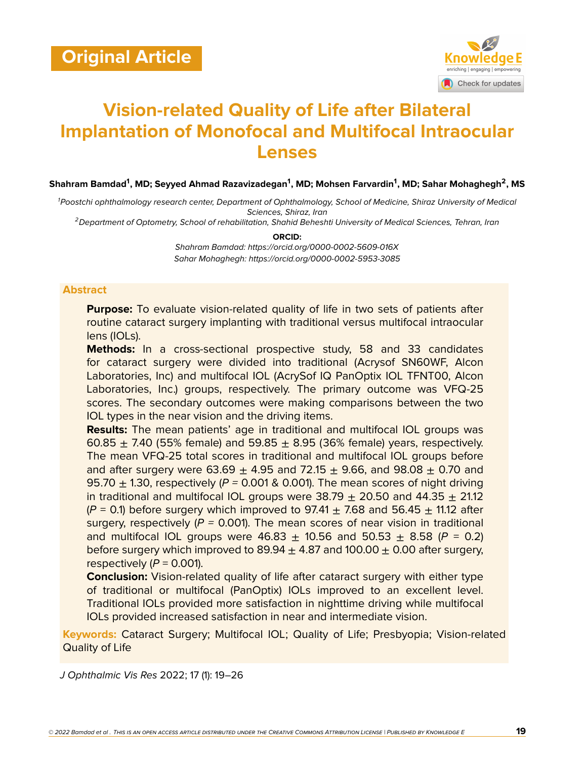Original Article

# Vision-related Quality of Life after Bilateral Implantation of Monofocal and Multifocal Intraocular Lenses

**Shahram Bamdad[1], MD; Seyyed Ahmad Razavizadegan[1], MD; Mohsen Farvardin[1], MD; Sahar Mohaghegh[2], MS**

[1]*Poostchi ophthalmology research center, Department of Ophthalmology, School of Medicine, Shiraz University of Medical Sciences, Shiraz, Iran*
[2]*Department of Optometry, School of rehabilitation, Shahid Beheshti University of Medical Sciences, Tehran, Iran*

**ORCID:**
*Shahram Bamdad: https://orcid.org/0000-0002-5609-016X*
*Sahar Mohaghegh: https://orcid.org/0000-0002-5953-3085*

## Abstract

**Purpose:** To evaluate vision-related quality of life in two sets of patients after routine cataract surgery implanting with traditional versus multifocal intraocular lens (IOLs).

**Methods:** In a cross-sectional prospective study, 58 and 33 candidates for cataract surgery were divided into traditional (Acrysof SN60WF, Alcon Laboratories, Inc) and multifocal IOL (AcrySof IQ PanOptix IOL TFNT00, Alcon Laboratories, Inc.) groups, respectively. The primary outcome was VFQ-25 scores. The secondary outcomes were making comparisons between the two IOL types in the near vision and the driving items.

**Results:** The mean patients' age in traditional and multifocal IOL groups was 60.85 ± 7.40 (55% female) and 59.85 ± 8.95 (36% female) years, respectively. The mean VFQ-25 total scores in traditional and multifocal IOL groups before and after surgery were 63.69 ± 4.95 and 72.15 ± 9.66, and 98.08 ± 0.70 and 95.70 ± 1.30, respectively ($P$ = 0.001 & 0.001). The mean scores of night driving in traditional and multifocal IOL groups were 38.79 ± 20.50 and 44.35 ± 21.12 ($P$ = 0.1) before surgery which improved to 97.41 ± 7.68 and 56.45 ± 11.12 after surgery, respectively ($P$ = 0.001). The mean scores of near vision in traditional and multifocal IOL groups were 46.83 ± 10.56 and 50.53 ± 8.58 ($P$ = 0.2) before surgery which improved to 89.94 ± 4.87 and 100.00 ± 0.00 after surgery, respectively ($P$ = 0.001).

**Conclusion:** Vision-related quality of life after cataract surgery with either type of traditional or multifocal (PanOptix) IOLs improved to an excellent level. Traditional IOLs provided more satisfaction in nighttime driving while multifocal IOLs provided increased satisfaction in near and intermediate vision.

**Keywords:** Cataract Surgery; Multifocal IOL; Quality of Life; Presbyopia; Vision-related Quality of Life

*J Ophthalmic Vis Res* 2022; 17 (1): 19–26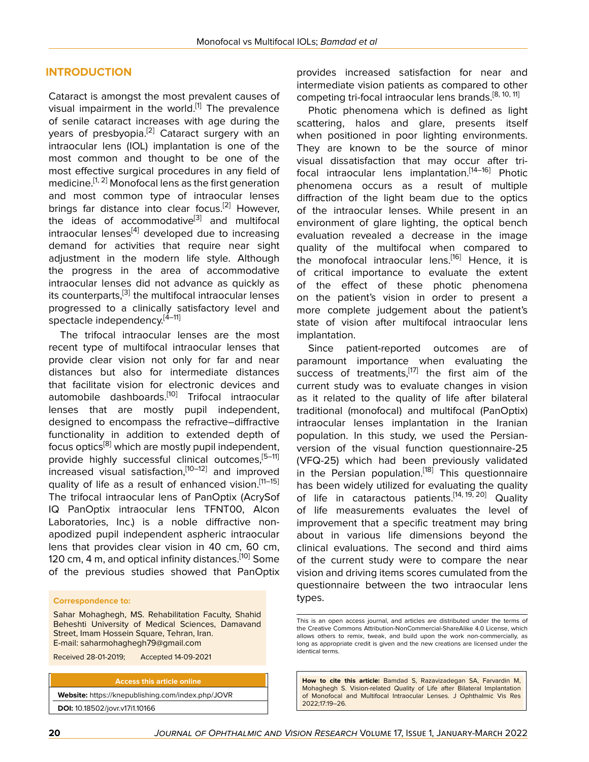## INTRODUCTION

Cataract is amongst the most prevalent causes of visual impairment in the world.[1] The prevalence of senile cataract increases with age during the years of presbyopia.[2] Cataract surgery with an intraocular lens (IOL) implantation is one of the most common and thought to be one of the most effective surgical procedures in any field of medicine.[1, 2] Monofocal lens as the first generation and most common type of intraocular lenses brings far distance into clear focus.[2] However, the ideas of accommodative[3] and multifocal intraocular lenses[4] developed due to increasing demand for activities that require near sight adjustment in the modern life style. Although the progress in the area of accommodative intraocular lenses did not advance as quickly as its counterparts,[3] the multifocal intraocular lenses progressed to a clinically satisfactory level and spectacle independency.[4–11]

The trifocal intraocular lenses are the most recent type of multifocal intraocular lenses that provide clear vision not only for far and near distances but also for intermediate distances that facilitate vision for electronic devices and automobile dashboards.[10] Trifocal intraocular lenses that are mostly pupil independent, designed to encompass the refractive–diffractive functionality in addition to extended depth of focus optics[8] which are mostly pupil independent, provide highly successful clinical outcomes,[5–11] increased visual satisfaction,[10–12] and improved quality of life as a result of enhanced vision.[11–15] The trifocal intraocular lens of PanOptix (AcrySof IQ PanOptix intraocular lens TFNT00, Alcon Laboratories, Inc.) is a noble diffractive non-apodized pupil independent aspheric intraocular lens that provides clear vision in 40 cm, 60 cm, 120 cm, 4 m, and optical infinity distances.[10] Some of the previous studies showed that PanOptix provides increased satisfaction for near and intermediate vision patients as compared to other competing tri-focal intraocular lens brands.[8, 10, 11]

Photic phenomena which is defined as light scattering, halos and glare, presents itself when positioned in poor lighting environments. They are known to be the source of minor visual dissatisfaction that may occur after tri-focal intraocular lens implantation.[14–16] Photic phenomena occurs as a result of multiple diffraction of the light beam due to the optics of the intraocular lenses. While present in an environment of glare lighting, the optical bench evaluation revealed a decrease in the image quality of the multifocal when compared to the monofocal intraocular lens.[16] Hence, it is of critical importance to evaluate the extent of the effect of these photic phenomena on the patient's vision in order to present a more complete judgement about the patient's state of vision after multifocal intraocular lens implantation.

Since patient-reported outcomes are of paramount importance when evaluating the success of treatments,[17] the first aim of the current study was to evaluate changes in vision as it related to the quality of life after bilateral traditional (monofocal) and multifocal (PanOptix) intraocular lenses implantation in the Iranian population. In this study, we used the Persian-version of the visual function questionnaire-25 (VFQ-25) which had been previously validated in the Persian population.[18] This questionnaire has been widely utilized for evaluating the quality of life in cataractous patients.[14, 19, 20] Quality of life measurements evaluates the level of improvement that a specific treatment may bring about in various life dimensions beyond the clinical evaluations. The second and third aims of the current study were to compare the near vision and driving items scores cumulated from the questionnaire between the two intraocular lens types.

**Correspondence to:**

Sahar Mohaghegh, MS. Rehabilitation Faculty, Shahid Beheshti University of Medical Sciences, Damavand Street, Imam Hossein Square, Tehran, Iran.
E-mail: saharmohaghegh79@gmail.com

Received 28-01-2019; Accepted 14-09-2021

**Access this article online**

**Website:** https://knepublishing.com/index.php/JOVR

**DOI:** 10.18502/jovr.v17i1.10166

This is an open access journal, and articles are distributed under the terms of the Creative Commons Attribution-NonCommercial-ShareAlike 4.0 License, which allows others to remix, tweak, and build upon the work non-commercially, as long as appropriate credit is given and the new creations are licensed under the identical terms.

**How to cite this article:** Bamdad S, Razavizadegan SA, Farvardin M, Mohaghegh S. Vision-related Quality of Life after Bilateral Implantation of Monofocal and Multifocal Intraocular Lenses. J Ophthalmic Vis Res 2022;17:19–26.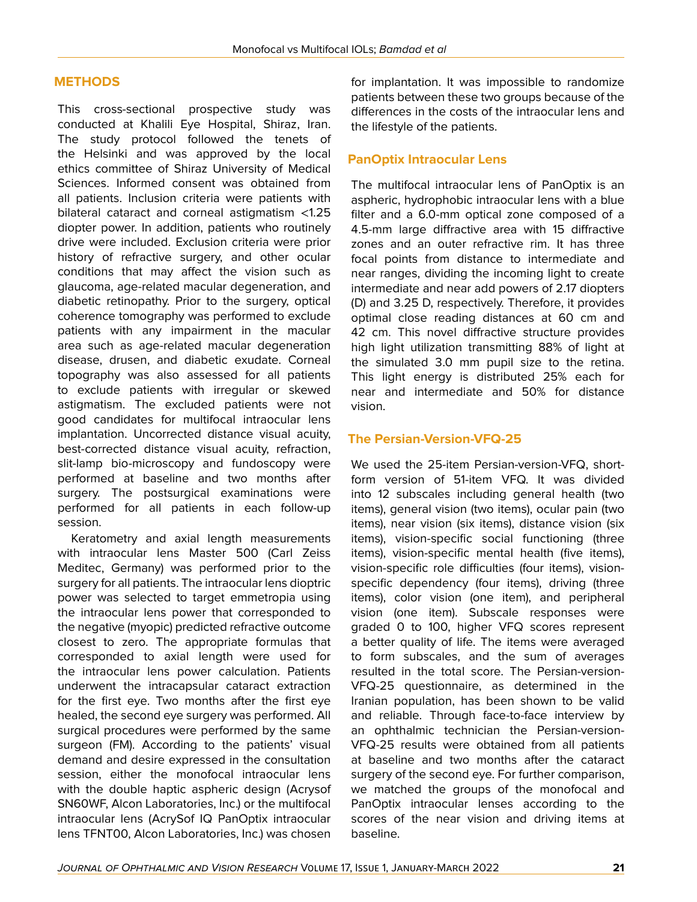## METHODS

This cross-sectional prospective study was conducted at Khalili Eye Hospital, Shiraz, Iran. The study protocol followed the tenets of the Helsinki and was approved by the local ethics committee of Shiraz University of Medical Sciences. Informed consent was obtained from all patients. Inclusion criteria were patients with bilateral cataract and corneal astigmatism <1.25 diopter power. In addition, patients who routinely drive were included. Exclusion criteria were prior history of refractive surgery, and other ocular conditions that may affect the vision such as glaucoma, age-related macular degeneration, and diabetic retinopathy. Prior to the surgery, optical coherence tomography was performed to exclude patients with any impairment in the macular area such as age-related macular degeneration disease, drusen, and diabetic exudate. Corneal topography was also assessed for all patients to exclude patients with irregular or skewed astigmatism. The excluded patients were not good candidates for multifocal intraocular lens implantation. Uncorrected distance visual acuity, best-corrected distance visual acuity, refraction, slit-lamp bio-microscopy and fundoscopy were performed at baseline and two months after surgery. The postsurgical examinations were performed for all patients in each follow-up session.

Keratometry and axial length measurements with intraocular lens Master 500 (Carl Zeiss Meditec, Germany) was performed prior to the surgery for all patients. The intraocular lens dioptric power was selected to target emmetropia using the intraocular lens power that corresponded to the negative (myopic) predicted refractive outcome closest to zero. The appropriate formulas that corresponded to axial length were used for the intraocular lens power calculation. Patients underwent the intracapsular cataract extraction for the first eye. Two months after the first eye healed, the second eye surgery was performed. All surgical procedures were performed by the same surgeon (FM). According to the patients' visual demand and desire expressed in the consultation session, either the monofocal intraocular lens with the double haptic aspheric design (Acrysof SN60WF, Alcon Laboratories, Inc.) or the multifocal intraocular lens (AcrySof IQ PanOptix intraocular lens TFNT00, Alcon Laboratories, Inc.) was chosen for implantation. It was impossible to randomize patients between these two groups because of the differences in the costs of the intraocular lens and the lifestyle of the patients.

### PanOptix Intraocular Lens

The multifocal intraocular lens of PanOptix is an aspheric, hydrophobic intraocular lens with a blue filter and a 6.0-mm optical zone composed of a 4.5-mm large diffractive area with 15 diffractive zones and an outer refractive rim. It has three focal points from distance to intermediate and near ranges, dividing the incoming light to create intermediate and near add powers of 2.17 diopters (D) and 3.25 D, respectively. Therefore, it provides optimal close reading distances at 60 cm and 42 cm. This novel diffractive structure provides high light utilization transmitting 88% of light at the simulated 3.0 mm pupil size to the retina. This light energy is distributed 25% each for near and intermediate and 50% for distance vision.

### The Persian-Version-VFQ-25

We used the 25-item Persian-version-VFQ, short-form version of 51-item VFQ. It was divided into 12 subscales including general health (two items), general vision (two items), ocular pain (two items), near vision (six items), distance vision (six items), vision-specific social functioning (three items), vision-specific mental health (five items), vision-specific role difficulties (four items), vision-specific dependency (four items), driving (three items), color vision (one item), and peripheral vision (one item). Subscale responses were graded 0 to 100, higher VFQ scores represent a better quality of life. The items were averaged to form subscales, and the sum of averages resulted in the total score. The Persian-version-VFQ-25 questionnaire, as determined in the Iranian population, has been shown to be valid and reliable. Through face-to-face interview by an ophthalmic technician the Persian-version-VFQ-25 results were obtained from all patients at baseline and two months after the cataract surgery of the second eye. For further comparison, we matched the groups of the monofocal and PanOptix intraocular lenses according to the scores of the near vision and driving items at baseline.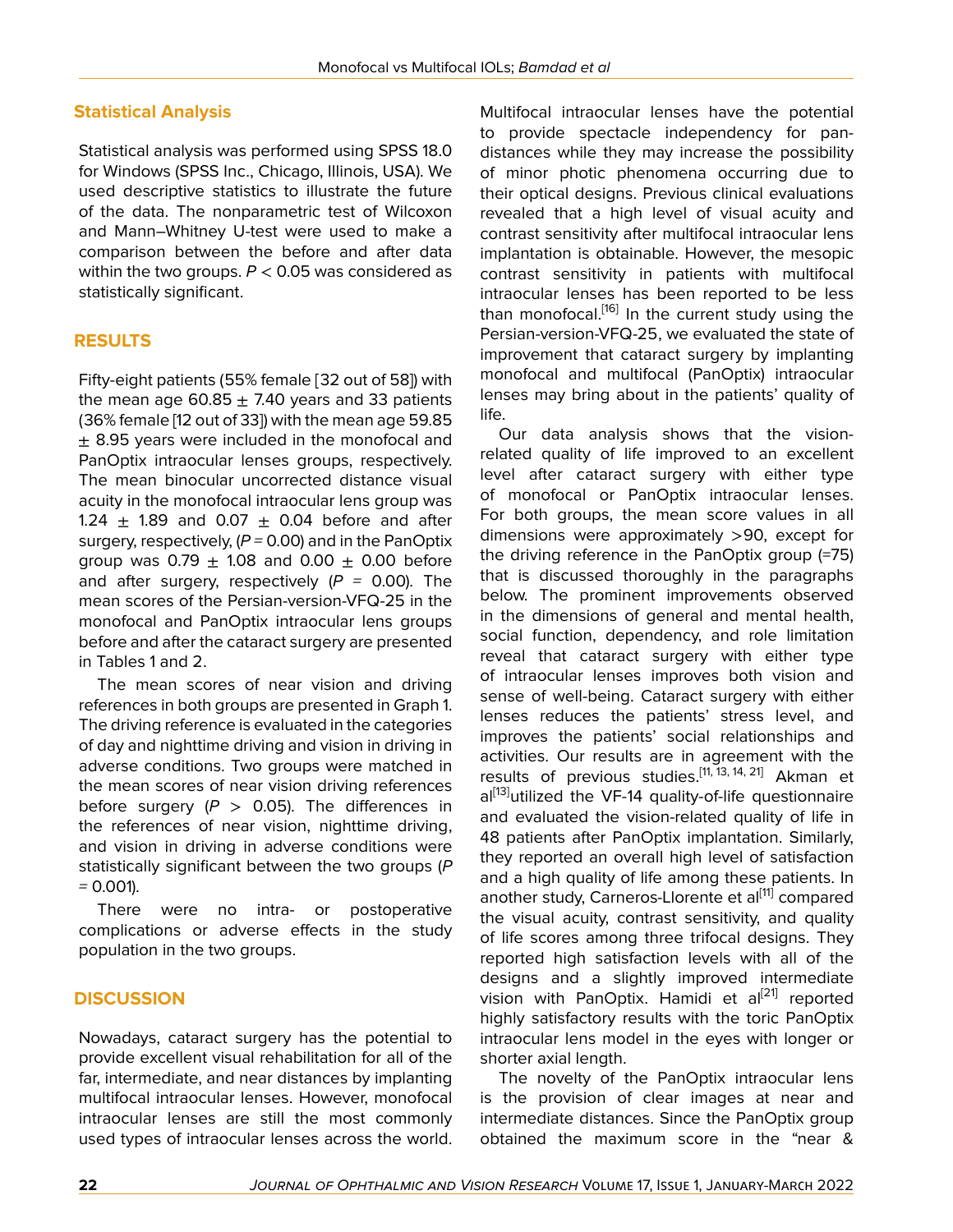## Statistical Analysis

Statistical analysis was performed using SPSS 18.0 for Windows (SPSS Inc., Chicago, Illinois, USA). We used descriptive statistics to illustrate the future of the data. The nonparametric test of Wilcoxon and Mann–Whitney U-test were used to make a comparison between the before and after data within the two groups. $P < 0.05$ was considered as statistically significant.

## RESULTS

Fifty-eight patients (55% female [32 out of 58]) with the mean age 60.85 ± 7.40 years and 33 patients (36% female [12 out of 33]) with the mean age 59.85 ± 8.95 years were included in the monofocal and PanOptix intraocular lenses groups, respectively. The mean binocular uncorrected distance visual acuity in the monofocal intraocular lens group was 1.24 ± 1.89 and 0.07 ± 0.04 before and after surgery, respectively, ($P$ = 0.00) and in the PanOptix group was 0.79 ± 1.08 and 0.00 ± 0.00 before and after surgery, respectively ($P$ = 0.00). The mean scores of the Persian-version-VFQ-25 in the monofocal and PanOptix intraocular lens groups before and after the cataract surgery are presented in Tables 1 and 2.

The mean scores of near vision and driving references in both groups are presented in Graph 1. The driving reference is evaluated in the categories of day and nighttime driving and vision in driving in adverse conditions. Two groups were matched in the mean scores of near vision driving references before surgery ($P$ > 0.05). The differences in the references of near vision, nighttime driving, and vision in driving in adverse conditions were statistically significant between the two groups ($P$ = 0.001).

There were no intra- or postoperative complications or adverse effects in the study population in the two groups.

## DISCUSSION

Nowadays, cataract surgery has the potential to provide excellent visual rehabilitation for all of the far, intermediate, and near distances by implanting multifocal intraocular lenses. However, monofocal intraocular lenses are still the most commonly used types of intraocular lenses across the world. Multifocal intraocular lenses have the potential to provide spectacle independency for pan-distances while they may increase the possibility of minor photic phenomena occurring due to their optical designs. Previous clinical evaluations revealed that a high level of visual acuity and contrast sensitivity after multifocal intraocular lens implantation is obtainable. However, the mesopic contrast sensitivity in patients with multifocal intraocular lenses has been reported to be less than monofocal.[16] In the current study using the Persian-version-VFQ-25, we evaluated the state of improvement that cataract surgery by implanting monofocal and multifocal (PanOptix) intraocular lenses may bring about in the patients' quality of life.

Our data analysis shows that the vision-related quality of life improved to an excellent level after cataract surgery with either type of monofocal or PanOptix intraocular lenses. For both groups, the mean score values in all dimensions were approximately >90, except for the driving reference in the PanOptix group (=75) that is discussed thoroughly in the paragraphs below. The prominent improvements observed in the dimensions of general and mental health, social function, dependency, and role limitation reveal that cataract surgery with either type of intraocular lenses improves both vision and sense of well-being. Cataract surgery with either lenses reduces the patients' stress level, and improves the patients' social relationships and activities. Our results are in agreement with the results of previous studies.[11, 13, 14, 21] Akman et al[13] utilized the VF-14 quality-of-life questionnaire and evaluated the vision-related quality of life in 48 patients after PanOptix implantation. Similarly, they reported an overall high level of satisfaction and a high quality of life among these patients. In another study, Carneros-Llorente et al[11] compared the visual acuity, contrast sensitivity, and quality of life scores among three trifocal designs. They reported high satisfaction levels with all of the designs and a slightly improved intermediate vision with PanOptix. Hamidi et al[21] reported highly satisfactory results with the toric PanOptix intraocular lens model in the eyes with longer or shorter axial length.

The novelty of the PanOptix intraocular lens is the provision of clear images at near and intermediate distances. Since the PanOptix group obtained the maximum score in the "near &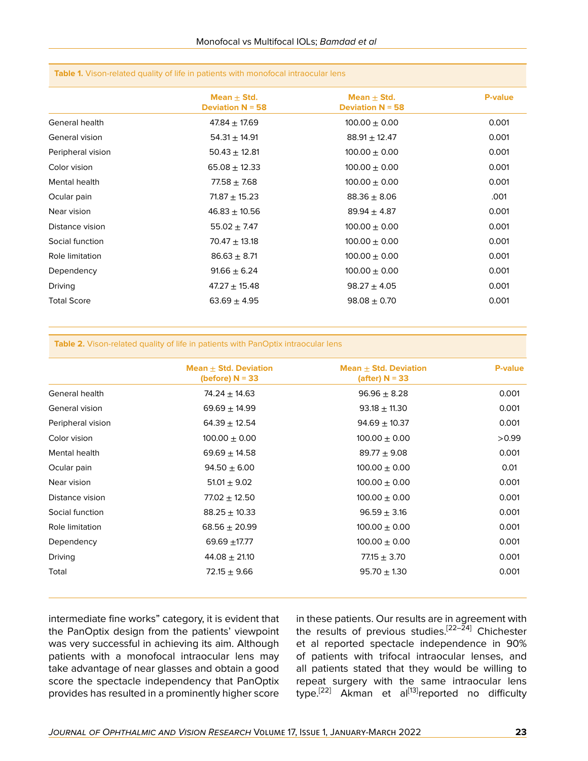**Table 1.** Vison-related quality of life in patients with monofocal intraocular lens

| | Mean ± Std. Deviation N = 58 | Mean ± Std. Deviation N = 58 | P-value |
|---|---|---|---|
| General health | 47.84 ± 17.69 | 100.00 ± 0.00 | 0.001 |
| General vision | 54.31 ± 14.91 | 88.91 ± 12.47 | 0.001 |
| Peripheral vision | 50.43 ± 12.81 | 100.00 ± 0.00 | 0.001 |
| Color vision | 65.08 ± 12.33 | 100.00 ± 0.00 | 0.001 |
| Mental health | 77.58 ± 7.68 | 100.00 ± 0.00 | 0.001 |
| Ocular pain | 71.87 ± 15.23 | 88.36 ± 8.06 | .001 |
| Near vision | 46.83 ± 10.56 | 89.94 ± 4.87 | 0.001 |
| Distance vision | 55.02 ± 7.47 | 100.00 ± 0.00 | 0.001 |
| Social function | 70.47 ± 13.18 | 100.00 ± 0.00 | 0.001 |
| Role limitation | 86.63 ± 8.71 | 100.00 ± 0.00 | 0.001 |
| Dependency | 91.66 ± 6.24 | 100.00 ± 0.00 | 0.001 |
| Driving | 47.27 ± 15.48 | 98.27 ± 4.05 | 0.001 |
| Total Score | 63.69 ± 4.95 | 98.08 ± 0.70 | 0.001 |

**Table 2.** Vison-related quality of life in patients with PanOptix intraocular lens

| | Mean ± Std. Deviation (before) N = 33 | Mean ± Std. Deviation (after) N = 33 | P-value |
|---|---|---|---|
| General health | 74.24 ± 14.63 | 96.96 ± 8.28 | 0.001 |
| General vision | 69.69 ± 14.99 | 93.18 ± 11.30 | 0.001 |
| Peripheral vision | 64.39 ± 12.54 | 94.69 ± 10.37 | 0.001 |
| Color vision | 100.00 ± 0.00 | 100.00 ± 0.00 | >0.99 |
| Mental health | 69.69 ± 14.58 | 89.77 ± 9.08 | 0.001 |
| Ocular pain | 94.50 ± 6.00 | 100.00 ± 0.00 | 0.01 |
| Near vision | 51.01 ± 9.02 | 100.00 ± 0.00 | 0.001 |
| Distance vision | 77.02 ± 12.50 | 100.00 ± 0.00 | 0.001 |
| Social function | 88.25 ± 10.33 | 96.59 ± 3.16 | 0.001 |
| Role limitation | 68.56 ± 20.99 | 100.00 ± 0.00 | 0.001 |
| Dependency | 69.69 ±17.77 | 100.00 ± 0.00 | 0.001 |
| Driving | 44.08 ± 21.10 | 77.15 ± 3.70 | 0.001 |
| Total | 72.15 ± 9.66 | 95.70 ± 1.30 | 0.001 |

intermediate fine works" category, it is evident that the PanOptix design from the patients' viewpoint was very successful in achieving its aim. Although patients with a monofocal intraocular lens may take advantage of near glasses and obtain a good score the spectacle independency that PanOptix provides has resulted in a prominently higher score in these patients. Our results are in agreement with the results of previous studies.[22–24] Chichester et al reported spectacle independence in 90% of patients with trifocal intraocular lenses, and all patients stated that they would be willing to repeat surgery with the same intraocular lens type.[22] Akman et al[13]reported no difficulty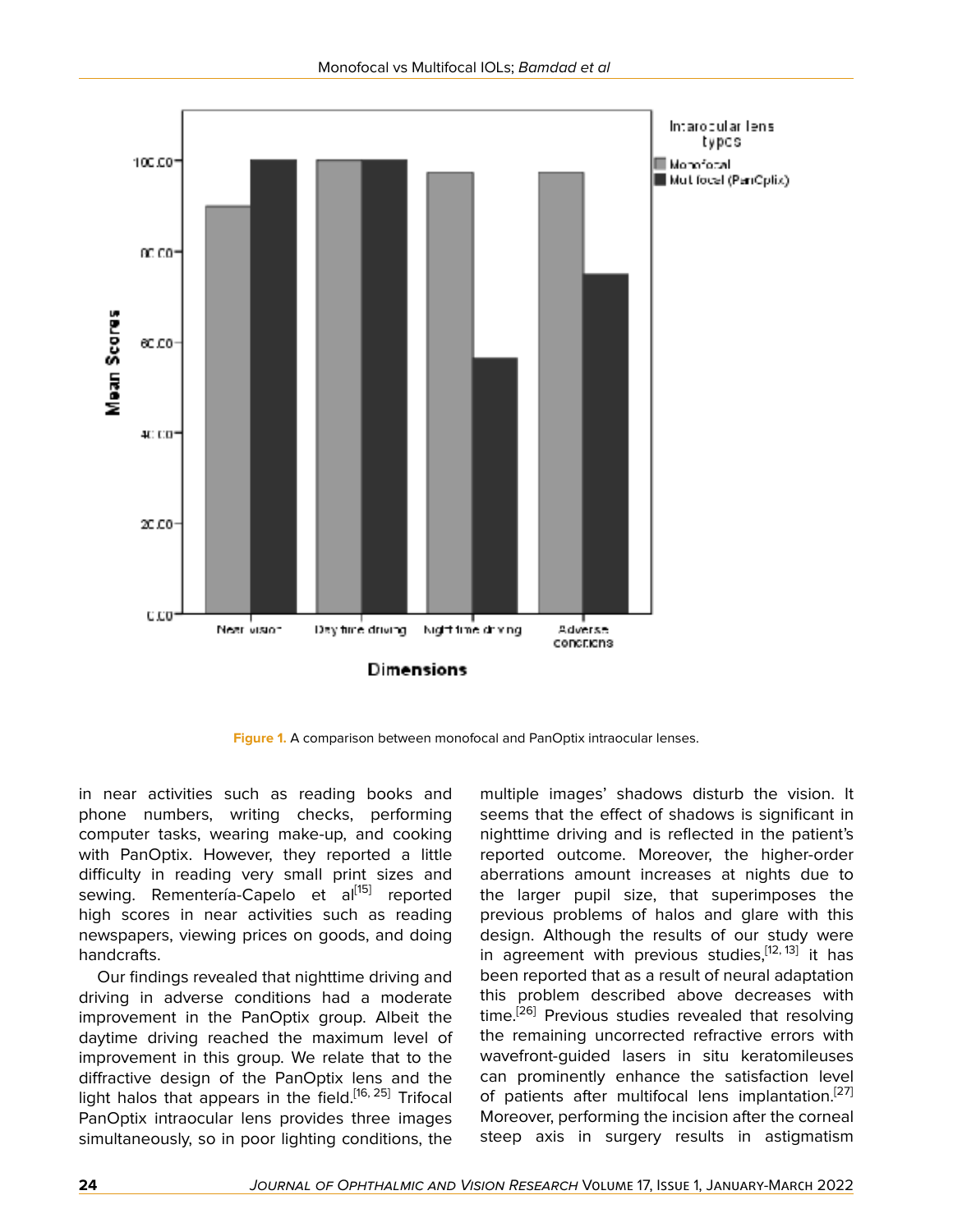Figure 1. A comparison between monofocal and PanOptix intraocular lenses.

in near activities such as reading books and phone numbers, writing checks, performing computer tasks, wearing make-up, and cooking with PanOptix. However, they reported a little difficulty in reading very small print sizes and sewing. Rementería-Capelo et al[15] reported high scores in near activities such as reading newspapers, viewing prices on goods, and doing handcrafts.

Our findings revealed that nighttime driving and driving in adverse conditions had a moderate improvement in the PanOptix group. Albeit the daytime driving reached the maximum level of improvement in this group. We relate that to the diffractive design of the PanOptix lens and the light halos that appears in the field.[16, 25] Trifocal PanOptix intraocular lens provides three images simultaneously, so in poor lighting conditions, the multiple images' shadows disturb the vision. It seems that the effect of shadows is significant in nighttime driving and is reflected in the patient's reported outcome. Moreover, the higher-order aberrations amount increases at nights due to the larger pupil size, that superimposes the previous problems of halos and glare with this design. Although the results of our study were in agreement with previous studies,[12, 13] it has been reported that as a result of neural adaptation this problem described above decreases with time.[26] Previous studies revealed that resolving the remaining uncorrected refractive errors with wavefront-guided lasers in situ keratomileuses can prominently enhance the satisfaction level of patients after multifocal lens implantation.[27] Moreover, performing the incision after the corneal steep axis in surgery results in astigmatism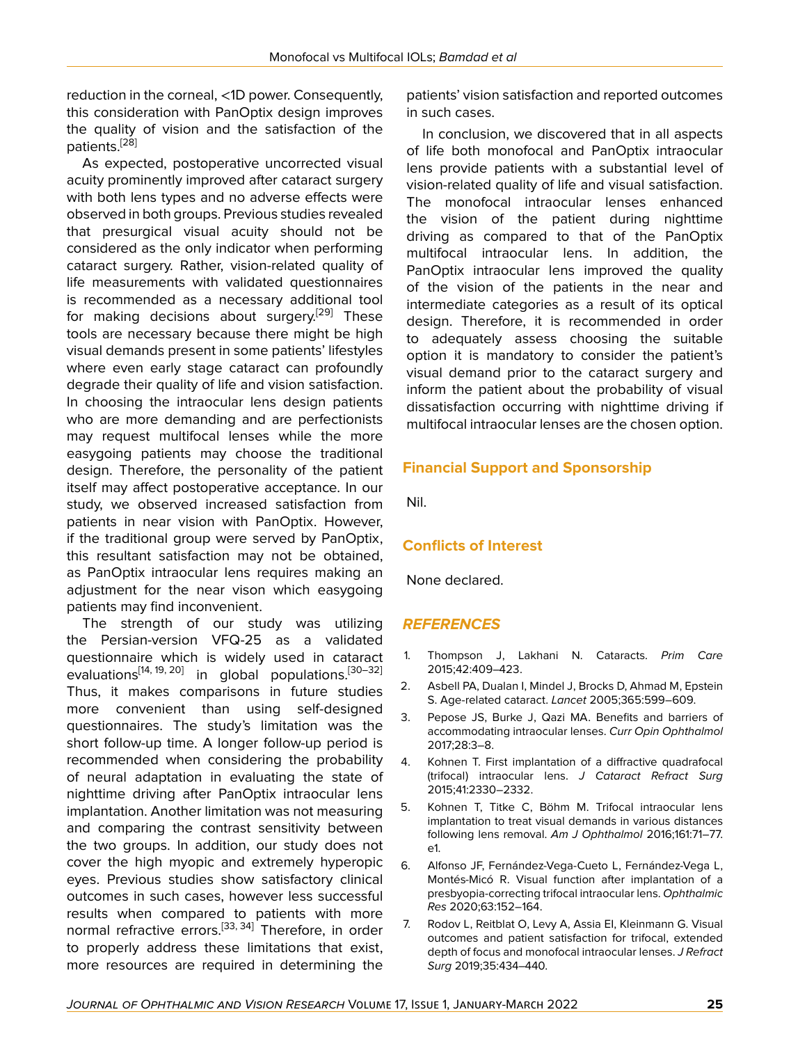reduction in the corneal, <1D power. Consequently, this consideration with PanOptix design improves the quality of vision and the satisfaction of the patients.[28]

As expected, postoperative uncorrected visual acuity prominently improved after cataract surgery with both lens types and no adverse effects were observed in both groups. Previous studies revealed that presurgical visual acuity should not be considered as the only indicator when performing cataract surgery. Rather, vision-related quality of life measurements with validated questionnaires is recommended as a necessary additional tool for making decisions about surgery.[29] These tools are necessary because there might be high visual demands present in some patients' lifestyles where even early stage cataract can profoundly degrade their quality of life and vision satisfaction. In choosing the intraocular lens design patients who are more demanding and are perfectionists may request multifocal lenses while the more easygoing patients may choose the traditional design. Therefore, the personality of the patient itself may affect postoperative acceptance. In our study, we observed increased satisfaction from patients in near vision with PanOptix. However, if the traditional group were served by PanOptix, this resultant satisfaction may not be obtained, as PanOptix intraocular lens requires making an adjustment for the near vison which easygoing patients may find inconvenient.

The strength of our study was utilizing the Persian-version VFQ-25 as a validated questionnaire which is widely used in cataract evaluations[14, 19, 20] in global populations.[30–32] Thus, it makes comparisons in future studies more convenient than using self-designed questionnaires. The study's limitation was the short follow-up time. A longer follow-up period is recommended when considering the probability of neural adaptation in evaluating the state of nighttime driving after PanOptix intraocular lens implantation. Another limitation was not measuring and comparing the contrast sensitivity between the two groups. In addition, our study does not cover the high myopic and extremely hyperopic eyes. Previous studies show satisfactory clinical outcomes in such cases, however less successful results when compared to patients with more normal refractive errors.[33, 34] Therefore, in order to properly address these limitations that exist, more resources are required in determining the patients' vision satisfaction and reported outcomes in such cases.

In conclusion, we discovered that in all aspects of life both monofocal and PanOptix intraocular lens provide patients with a substantial level of vision-related quality of life and visual satisfaction. The monofocal intraocular lenses enhanced the vision of the patient during nighttime driving as compared to that of the PanOptix multifocal intraocular lens. In addition, the PanOptix intraocular lens improved the quality of the vision of the patients in the near and intermediate categories as a result of its optical design. Therefore, it is recommended in order to adequately assess choosing the suitable option it is mandatory to consider the patient's visual demand prior to the cataract surgery and inform the patient about the probability of visual dissatisfaction occurring with nighttime driving if multifocal intraocular lenses are the chosen option.

## Financial Support and Sponsorship

Nil.

## Conflicts of Interest

None declared.

## *REFERENCES*

1. Thompson J, Lakhani N. Cataracts. *Prim Care* 2015;42:409–423.
2. Asbell PA, Dualan I, Mindel J, Brocks D, Ahmad M, Epstein S. Age-related cataract. *Lancet* 2005;365:599–609.
3. Pepose JS, Burke J, Qazi MA. Benefits and barriers of accommodating intraocular lenses. *Curr Opin Ophthalmol* 2017;28:3–8.
4. Kohnen T. First implantation of a diffractive quadrafocal (trifocal) intraocular lens. *J Cataract Refract Surg* 2015;41:2330–2332.
5. Kohnen T, Titke C, Böhm M. Trifocal intraocular lens implantation to treat visual demands in various distances following lens removal. *Am J Ophthalmol* 2016;161:71–77.e1.
6. Alfonso JF, Fernández-Vega-Cueto L, Fernández-Vega L, Montés-Micó R. Visual function after implantation of a presbyopia-correcting trifocal intraocular lens. *Ophthalmic Res* 2020;63:152–164.
7. Rodov L, Reitblat O, Levy A, Assia EI, Kleinmann G. Visual outcomes and patient satisfaction for trifocal, extended depth of focus and monofocal intraocular lenses. *J Refract Surg* 2019;35:434–440.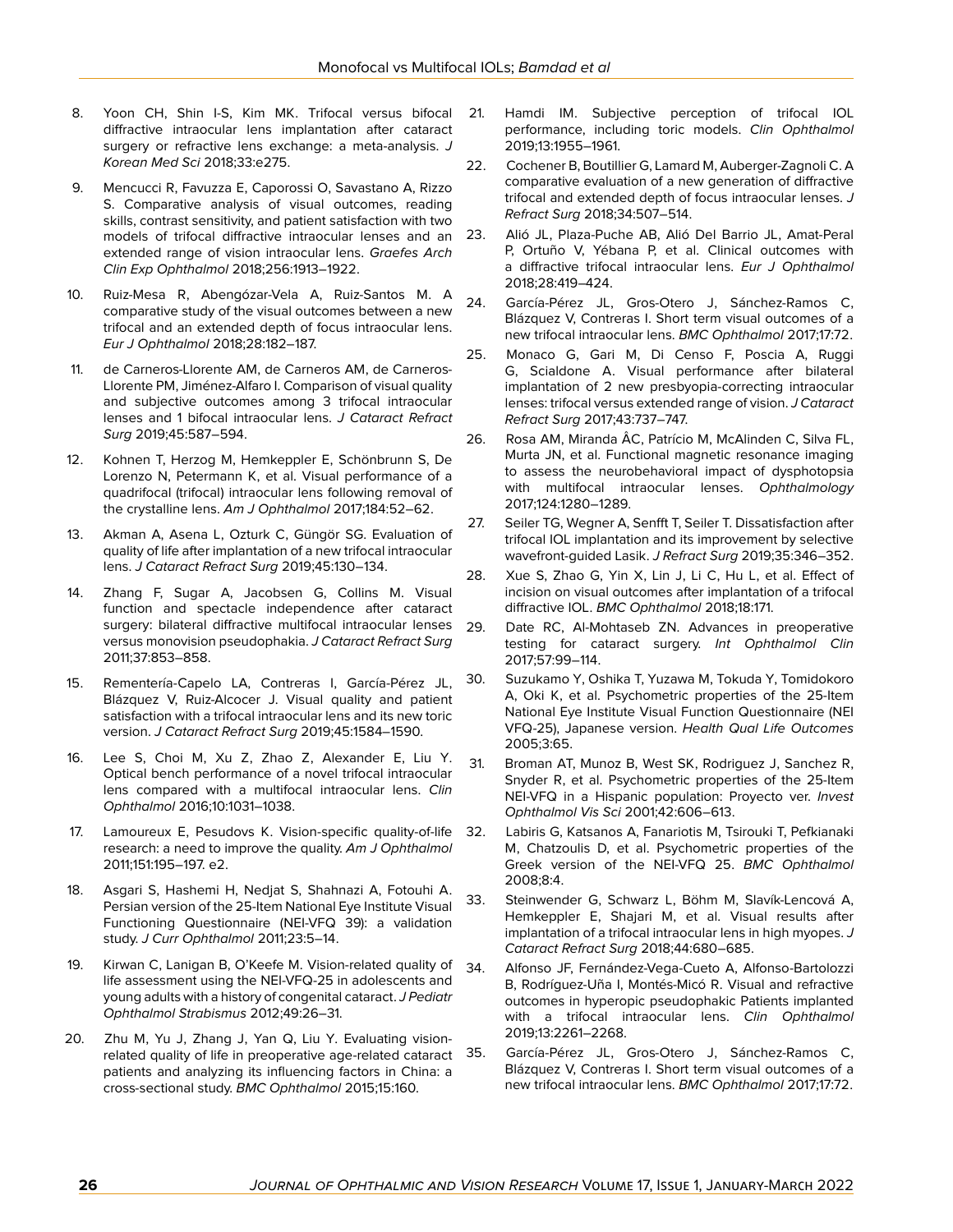8. Yoon CH, Shin I-S, Kim MK. Trifocal versus bifocal diffractive intraocular lens implantation after cataract surgery or refractive lens exchange: a meta-analysis. *J Korean Med Sci* 2018;33:e275.

9. Mencucci R, Favuzza E, Caporossi O, Savastano A, Rizzo S. Comparative analysis of visual outcomes, reading skills, contrast sensitivity, and patient satisfaction with two models of trifocal diffractive intraocular lenses and an extended range of vision intraocular lens. *Graefes Arch Clin Exp Ophthalmol* 2018;256:1913–1922.

10. Ruiz-Mesa R, Abengózar-Vela A, Ruiz-Santos M. A comparative study of the visual outcomes between a new trifocal and an extended depth of focus intraocular lens. *Eur J Ophthalmol* 2018;28:182–187.

11. de Carneros-Llorente AM, de Carneros AM, de Carneros-Llorente PM, Jiménez-Alfaro I. Comparison of visual quality and subjective outcomes among 3 trifocal intraocular lenses and 1 bifocal intraocular lens. *J Cataract Refract Surg* 2019;45:587–594.

12. Kohnen T, Herzog M, Hemkeppler E, Schönbrunn S, De Lorenzo N, Petermann K, et al. Visual performance of a quadrifocal (trifocal) intraocular lens following removal of the crystalline lens. *Am J Ophthalmol* 2017;184:52–62.

13. Akman A, Asena L, Ozturk C, Güngör SG. Evaluation of quality of life after implantation of a new trifocal intraocular lens. *J Cataract Refract Surg* 2019;45:130–134.

14. Zhang F, Sugar A, Jacobsen G, Collins M. Visual function and spectacle independence after cataract surgery: bilateral diffractive multifocal intraocular lenses versus monovision pseudophakia. *J Cataract Refract Surg* 2011;37:853–858.

15. Rementería-Capelo LA, Contreras I, García-Pérez JL, Blázquez V, Ruiz-Alcocer J. Visual quality and patient satisfaction with a trifocal intraocular lens and its new toric version. *J Cataract Refract Surg* 2019;45:1584–1590.

16. Lee S, Choi M, Xu Z, Zhao Z, Alexander E, Liu Y. Optical bench performance of a novel trifocal intraocular lens compared with a multifocal intraocular lens. *Clin Ophthalmol* 2016;10:1031–1038.

17. Lamoureux E, Pesudovs K. Vision-specific quality-of-life research: a need to improve the quality. *Am J Ophthalmol* 2011;151:195–197. e2.

18. Asgari S, Hashemi H, Nedjat S, Shahnazi A, Fotouhi A. Persian version of the 25-Item National Eye Institute Visual Functioning Questionnaire (NEI-VFQ 39): a validation study. *J Curr Ophthalmol* 2011;23:5–14.

19. Kirwan C, Lanigan B, O'Keefe M. Vision-related quality of life assessment using the NEI-VFQ-25 in adolescents and young adults with a history of congenital cataract. *J Pediatr Ophthalmol Strabismus* 2012;49:26–31.

20. Zhu M, Yu J, Zhang J, Yan Q, Liu Y. Evaluating vision-related quality of life in preoperative age-related cataract patients and analyzing its influencing factors in China: a cross-sectional study. *BMC Ophthalmol* 2015;15:160.

21. Hamdi IM. Subjective perception of trifocal IOL performance, including toric models. *Clin Ophthalmol* 2019;13:1955–1961.

22. Cochener B, Boutillier G, Lamard M, Auberger-Zagnoli C. A comparative evaluation of a new generation of diffractive trifocal and extended depth of focus intraocular lenses. *J Refract Surg* 2018;34:507–514.

23. Alió JL, Plaza-Puche AB, Alió Del Barrio JL, Amat-Peral P, Ortuño V, Yébana P, et al. Clinical outcomes with a diffractive trifocal intraocular lens. *Eur J Ophthalmol* 2018;28:419–424.

24. García-Pérez JL, Gros-Otero J, Sánchez-Ramos C, Blázquez V, Contreras I. Short term visual outcomes of a new trifocal intraocular lens. *BMC Ophthalmol* 2017;17:72.

25. Monaco G, Gari M, Di Censo F, Poscia A, Ruggi G, Scialdone A. Visual performance after bilateral implantation of 2 new presbyopia-correcting intraocular lenses: trifocal versus extended range of vision. *J Cataract Refract Surg* 2017;43:737–747.

26. Rosa AM, Miranda ÂC, Patrício M, McAlinden C, Silva FL, Murta JN, et al. Functional magnetic resonance imaging to assess the neurobehavioral impact of dysphotopsia with multifocal intraocular lenses. *Ophthalmology* 2017;124:1280–1289.

27. Seiler TG, Wegner A, Senfft T, Seiler T. Dissatisfaction after trifocal IOL implantation and its improvement by selective wavefront-guided Lasik. *J Refract Surg* 2019;35:346–352.

28. Xue S, Zhao G, Yin X, Lin J, Li C, Hu L, et al. Effect of incision on visual outcomes after implantation of a trifocal diffractive IOL. *BMC Ophthalmol* 2018;18:171.

29. Date RC, Al-Mohtaseb ZN. Advances in preoperative testing for cataract surgery. *Int Ophthalmol Clin* 2017;57:99–114.

30. Suzukamo Y, Oshika T, Yuzawa M, Tokuda Y, Tomidokoro A, Oki K, et al. Psychometric properties of the 25-Item National Eye Institute Visual Function Questionnaire (NEI VFQ-25), Japanese version. *Health Qual Life Outcomes* 2005;3:65.

31. Broman AT, Munoz B, West SK, Rodriguez J, Sanchez R, Snyder R, et al. Psychometric properties of the 25-Item NEI-VFQ in a Hispanic population: Proyecto ver. *Invest Ophthalmol Vis Sci* 2001;42:606–613.

32. Labiris G, Katsanos A, Fanariotis M, Tsirouki T, Pefkianaki M, Chatzoulis D, et al. Psychometric properties of the Greek version of the NEI-VFQ 25. *BMC Ophthalmol* 2008;8:4.

33. Steinwender G, Schwarz L, Böhm M, Slavík-Lencová A, Hemkeppler E, Shajari M, et al. Visual results after implantation of a trifocal intraocular lens in high myopes. *J Cataract Refract Surg* 2018;44:680–685.

34. Alfonso JF, Fernández-Vega-Cueto A, Alfonso-Bartolozzi B, Rodríguez-Uña I, Montés-Micó R. Visual and refractive outcomes in hyperopic pseudophakic Patients implanted with a trifocal intraocular lens. *Clin Ophthalmol* 2019;13:2261–2268.

35. García-Pérez JL, Gros-Otero J, Sánchez-Ramos C, Blázquez V, Contreras I. Short term visual outcomes of a new trifocal intraocular lens. *BMC Ophthalmol* 2017;17:72.